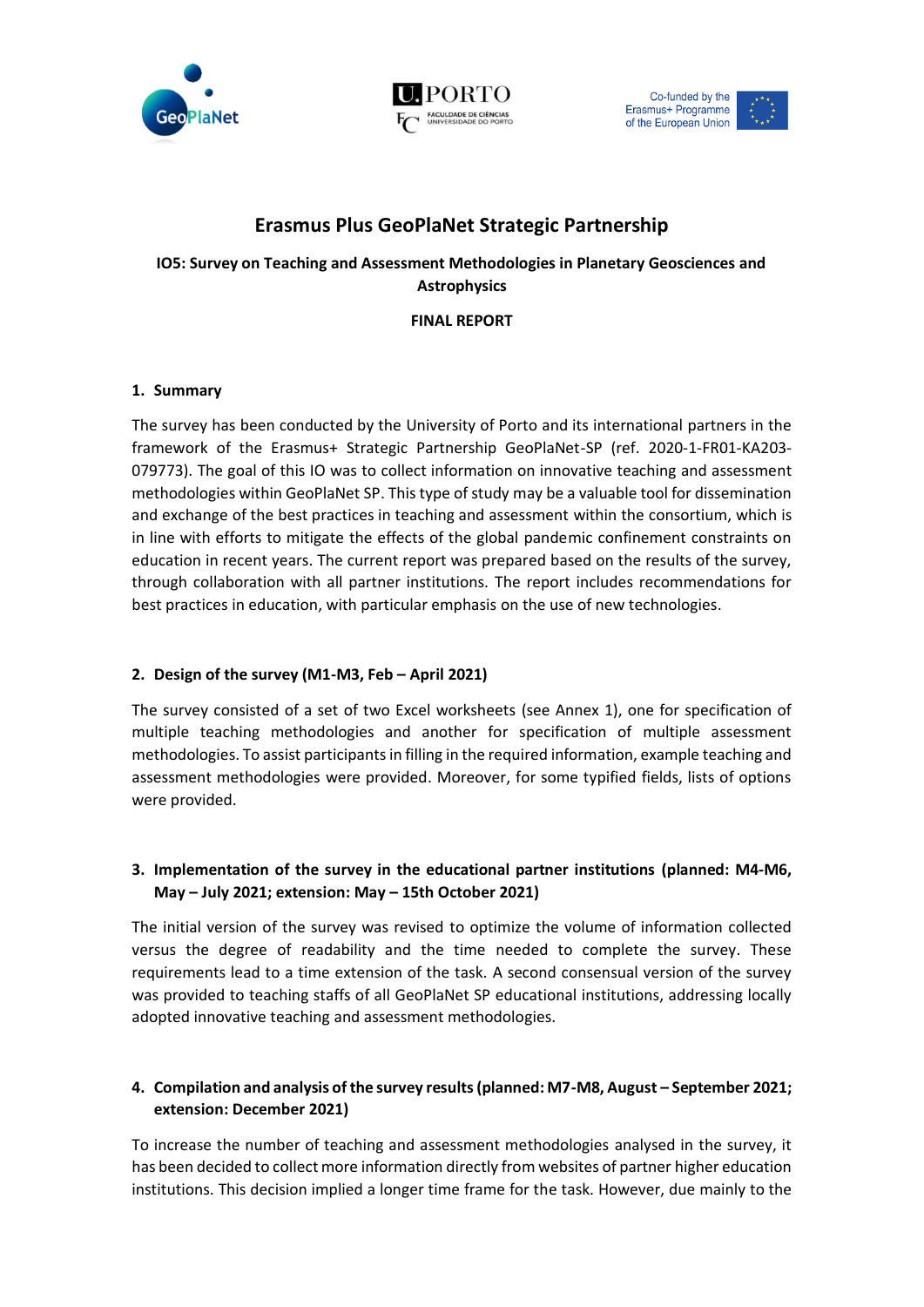# Erasmus Plus GeoPlaNet Strategic Partnership

**IO5: Survey on Teaching and Assessment Methodologies in Planetary Geosciences and Astrophysics**

**FINAL REPORT**

## 1. Summary

The survey has been conducted by the University of Porto and its international partners in the framework of the Erasmus+ Strategic Partnership GeoPlaNet-SP (ref. 2020-1-FR01-KA203-079773). The goal of this IO was to collect information on innovative teaching and assessment methodologies within GeoPlaNet SP. This type of study may be a valuable tool for dissemination and exchange of the best practices in teaching and assessment within the consortium, which is in line with efforts to mitigate the effects of the global pandemic confinement constraints on education in recent years. The current report was prepared based on the results of the survey, through collaboration with all partner institutions. The report includes recommendations for best practices in education, with particular emphasis on the use of new technologies.

## 2. Design of the survey (M1-M3, Feb – April 2021)

The survey consisted of a set of two Excel worksheets (see Annex 1), one for specification of multiple teaching methodologies and another for specification of multiple assessment methodologies. To assist participants in filling in the required information, example teaching and assessment methodologies were provided. Moreover, for some typified fields, lists of options were provided.

## 3. Implementation of the survey in the educational partner institutions (planned: M4-M6, May – July 2021; extension: May – 15th October 2021)

The initial version of the survey was revised to optimize the volume of information collected versus the degree of readability and the time needed to complete the survey. These requirements lead to a time extension of the task. A second consensual version of the survey was provided to teaching staffs of all GeoPlaNet SP educational institutions, addressing locally adopted innovative teaching and assessment methodologies.

## 4. Compilation and analysis of the survey results (planned: M7-M8, August – September 2021; extension: December 2021)

To increase the number of teaching and assessment methodologies analysed in the survey, it has been decided to collect more information directly from websites of partner higher education institutions. This decision implied a longer time frame for the task. However, due mainly to the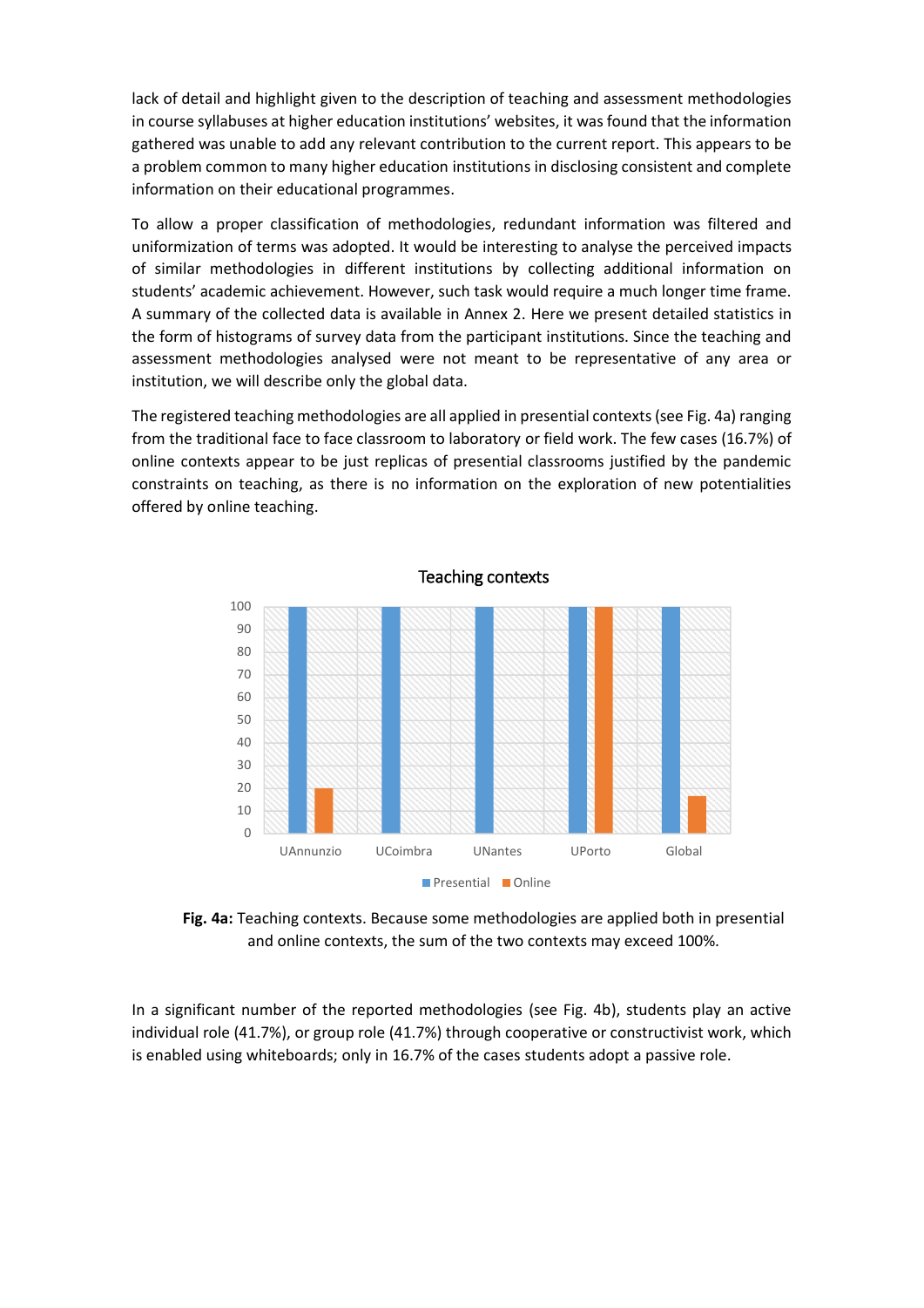lack of detail and highlight given to the description of teaching and assessment methodologies in course syllabuses at higher education institutions' websites, it was found that the information gathered was unable to add any relevant contribution to the current report. This appears to be a problem common to many higher education institutions in disclosing consistent and complete information on their educational programmes.

To allow a proper classification of methodologies, redundant information was filtered and uniformization of terms was adopted. It would be interesting to analyse the perceived impacts of similar methodologies in different institutions by collecting additional information on students' academic achievement. However, such task would require a much longer time frame. A summary of the collected data is available in Annex 2. Here we present detailed statistics in the form of histograms of survey data from the participant institutions. Since the teaching and assessment methodologies analysed were not meant to be representative of any area or institution, we will describe only the global data.

The registered teaching methodologies are all applied in presential contexts (see Fig. 4a) ranging from the traditional face to face classroom to laboratory or field work. The few cases (16.7%) of online contexts appear to be just replicas of presential classrooms justified by the pandemic constraints on teaching, as there is no information on the exploration of new potentialities offered by online teaching.

**Fig. 4a:** Teaching contexts. Because some methodologies are applied both in presential and online contexts, the sum of the two contexts may exceed 100%.

In a significant number of the reported methodologies (see Fig. 4b), students play an active individual role (41.7%), or group role (41.7%) through cooperative or constructivist work, which is enabled using whiteboards; only in 16.7% of the cases students adopt a passive role.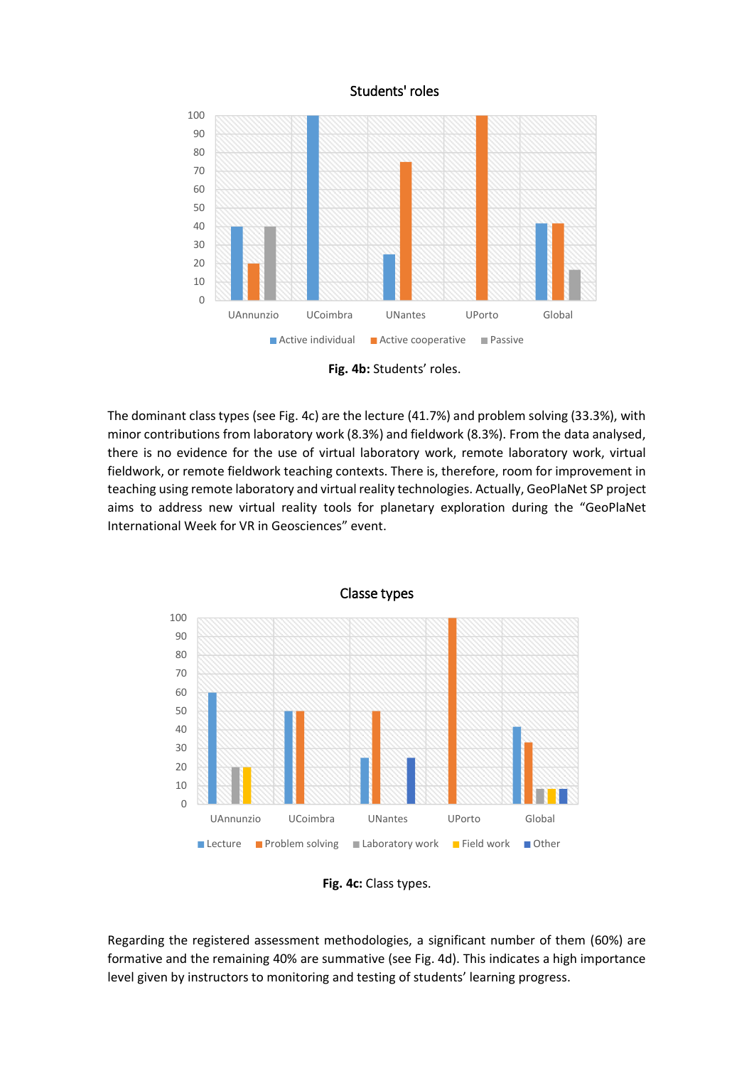**Fig. 4b:** Students' roles.

The dominant class types (see Fig. 4c) are the lecture (41.7%) and problem solving (33.3%), with minor contributions from laboratory work (8.3%) and fieldwork (8.3%). From the data analysed, there is no evidence for the use of virtual laboratory work, remote laboratory work, virtual fieldwork, or remote fieldwork teaching contexts. There is, therefore, room for improvement in teaching using remote laboratory and virtual reality technologies. Actually, GeoPlaNet SP project aims to address new virtual reality tools for planetary exploration during the "GeoPlaNet International Week for VR in Geosciences" event.

**Fig. 4c:** Class types.

Regarding the registered assessment methodologies, a significant number of them (60%) are formative and the remaining 40% are summative (see Fig. 4d). This indicates a high importance level given by instructors to monitoring and testing of students' learning progress.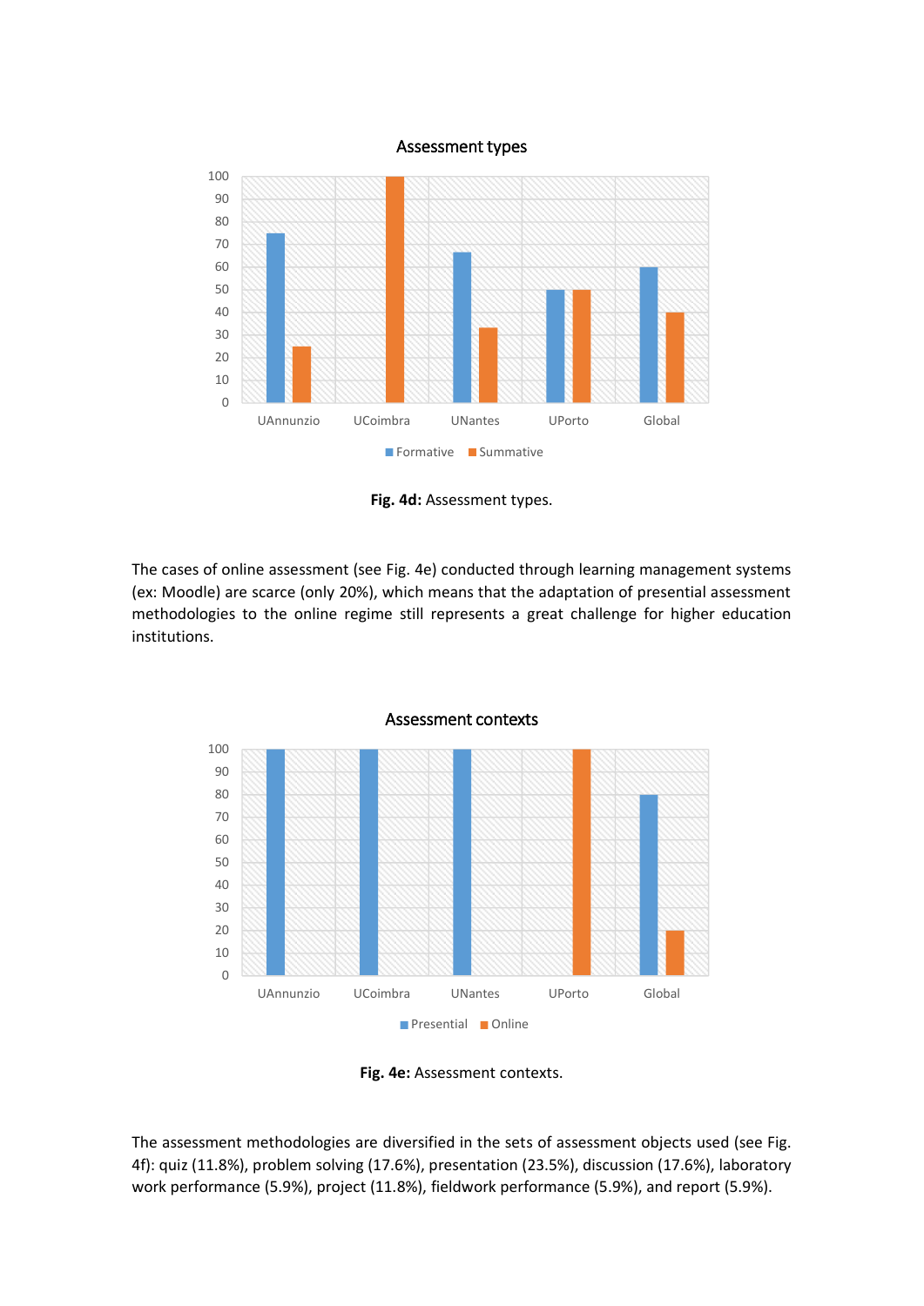**Fig. 4d:** Assessment types.

The cases of online assessment (see Fig. 4e) conducted through learning management systems (ex: Moodle) are scarce (only 20%), which means that the adaptation of presential assessment methodologies to the online regime still represents a great challenge for higher education institutions.

**Fig. 4e:** Assessment contexts.

The assessment methodologies are diversified in the sets of assessment objects used (see Fig. 4f): quiz (11.8%), problem solving (17.6%), presentation (23.5%), discussion (17.6%), laboratory work performance (5.9%), project (11.8%), fieldwork performance (5.9%), and report (5.9%).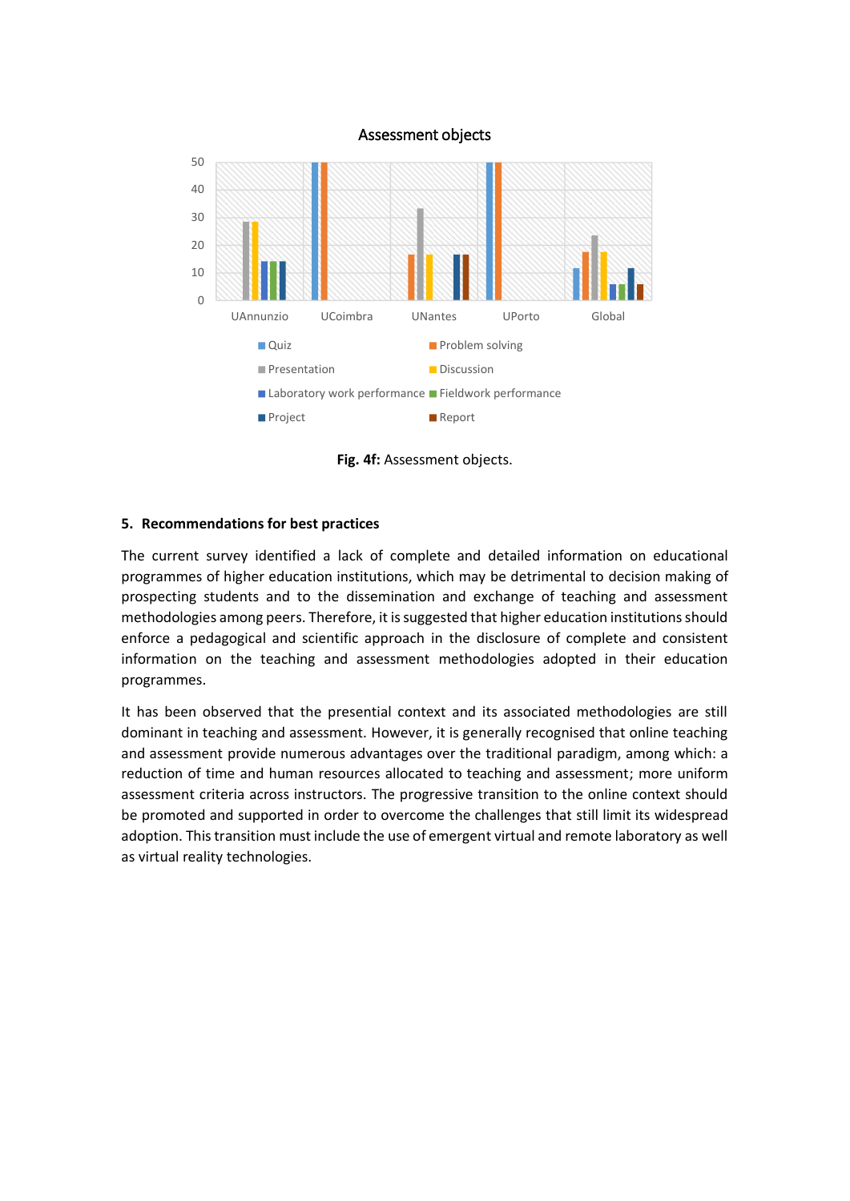**Fig. 4f:** Assessment objects.

## 5. Recommendations for best practices

The current survey identified a lack of complete and detailed information on educational programmes of higher education institutions, which may be detrimental to decision making of prospecting students and to the dissemination and exchange of teaching and assessment methodologies among peers. Therefore, it is suggested that higher education institutions should enforce a pedagogical and scientific approach in the disclosure of complete and consistent information on the teaching and assessment methodologies adopted in their education programmes.

It has been observed that the presential context and its associated methodologies are still dominant in teaching and assessment. However, it is generally recognised that online teaching and assessment provide numerous advantages over the traditional paradigm, among which: a reduction of time and human resources allocated to teaching and assessment; more uniform assessment criteria across instructors. The progressive transition to the online context should be promoted and supported in order to overcome the challenges that still limit its widespread adoption. This transition must include the use of emergent virtual and remote laboratory as well as virtual reality technologies.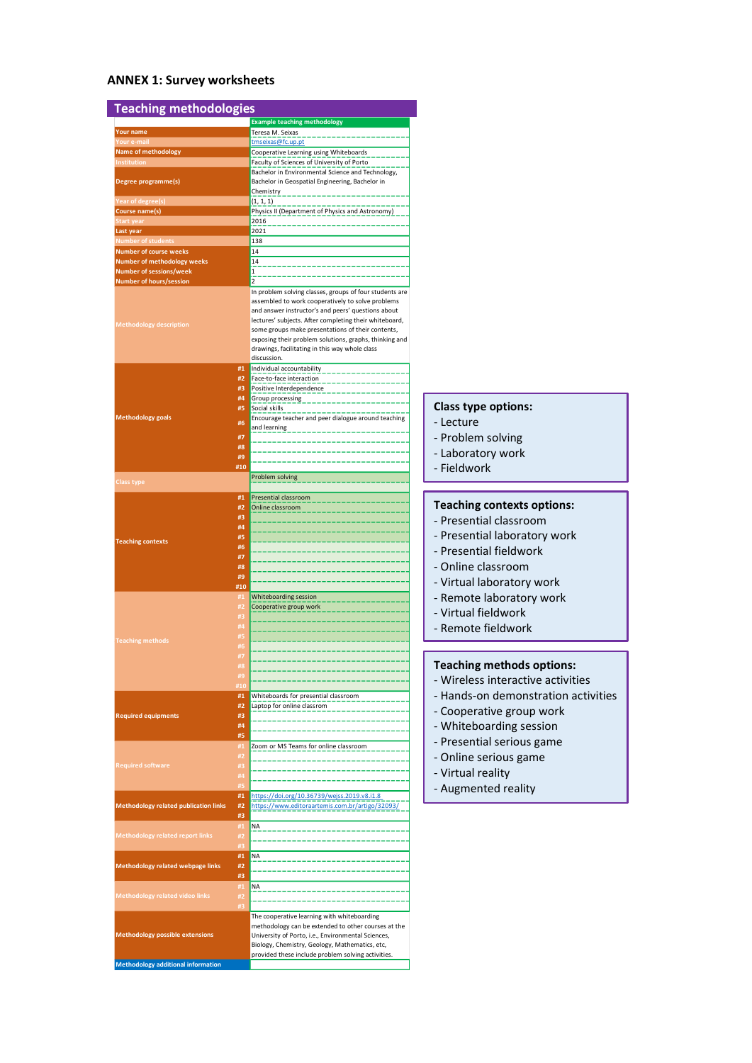## ANNEX 1: Survey worksheets

### Teaching methodologies

| | | Example teaching methodology |
|---|---|---|
| Your name | | Teresa M. Seixas |
| Your e-mail | | tmseixas@fc.up.pt |
| Name of methodology | | Cooperative Learning using Whiteboards |
| Institution | | Faculty of Sciences of University of Porto |
| Degree programme(s) | | Bachelor in Environmental Science and Technology, Bachelor in Geospatial Engineering, Bachelor in Chemistry |
| Year of degree(s) | | (1, 1, 1) |
| Course name(s) | | Physics II (Department of Physics and Astronomy) |
| Start year | | 2016 |
| Last year | | 2021 |
| Number of students | | 138 |
| Number of course weeks | | 14 |
| Number of methodology weeks | | 14 |
| Number of sessions/week | | 1 |
| Number of hours/session | | 2 |
| Methodology description | | In problem solving classes, groups of four students are assembled to work cooperatively to solve problems and answer instructor's and peers' questions about lectures' subjects. After completing their whiteboard, some groups make presentations of their contents, exposing their problem solutions, graphs, thinking and drawings, facilitating in this way whole class discussion. |
| Methodology goals | #1 | Individual accountability |
| | #2 | Face-to-face interaction |
| | #3 | Positive Interdependence |
| | #4 | Group processing |
| | #5 | Social skills |
| | #6 | Encourage teacher and peer dialogue around teaching and learning |
| | #7 | |
| | #8 | |
| | #9 | |
| | #10 | |
| Class type | | Problem solving |
| Teaching contexts | #1 | Presential classroom |
| | #2 | Online classroom |
| | #3 | |
| | #4 | |
| | #5 | |
| | #6 | |
| | #7 | |
| | #8 | |
| | #9 | |
| | #10 | |
| Teaching methods | #1 | Whiteboarding session |
| | #2 | Cooperative group work |
| | #3 | |
| | #4 | |
| | #5 | |
| | #6 | |
| | #7 | |
| | #8 | |
| | #9 | |
| | #10 | |
| Required equipments | #1 | Whiteboards for presential classroom |
| | #2 | Laptop for online classrom |
| | #3 | |
| | #4 | |
| | #5 | |
| Required software | #1 | Zoom or MS Teams for online classroom |
| | #2 | |
| | #3 | |
| | #4 | |
| | #5 | |
| Methodology related publication links | #1 | https://doi.org/10.36739/wejss.2019.v8.i1.8 |
| | #2 | https://www.editoraartemis.com.br/artigo/32093/ |
| | #3 | |
| Methodology related report links | #1 | NA |
| | #2 | |
| | #3 | |
| Methodology related webpage links | #1 | NA |
| | #2 | |
| | #3 | |
| Methodology related video links | #1 | NA |
| | #2 | |
| | #3 | |
| Methodology possible extensions | | The cooperative learning with whiteboarding methodology can be extended to other courses at the University of Porto, i.e., Environmental Sciences, Biology, Chemistry, Geology, Mathematics, etc, provided these include problem solving activities. |
| Methodology additional information | | |

**Class type options:**
- Lecture
- Problem solving
- Laboratory work
- Fieldwork

**Teaching contexts options:**
- Presential classroom
- Presential laboratory work
- Presential fieldwork
- Online classroom
- Virtual laboratory work
- Remote laboratory work
- Virtual fieldwork
- Remote fieldwork

**Teaching methods options:**
- Wireless interactive activities
- Hands-on demonstration activities
- Cooperative group work
- Whiteboarding session
- Presential serious game
- Online serious game
- Virtual reality
- Augmented reality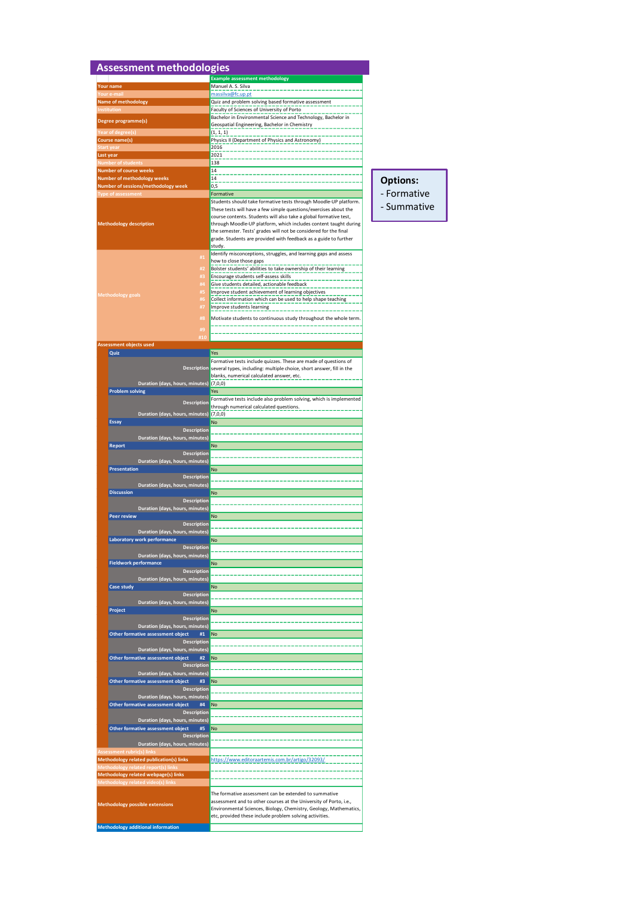# Assessment methodologies

| | Example assessment methodology |
|---|---|
| Your name | Manuel A. S. Silva |
| Your e-mail | massilva@fc.up.pt |
| Name of methodology | Quiz and problem solving based formative assessment |
| Institution | Faculty of Sciences of University of Porto |
| Degree programme(s) | Bachelor in Environmental Science and Technology, Bachelor in Geospatial Engineering, Bachelor in Chemistry |
| Year of degree(s) | {1, 1, 1} |
| Course name(s) | Physics II (Department of Physics and Astronomy) |
| Start year | 2016 |
| Last year | 2021 |
| Number of students | 138 |
| Number of course weeks | 14 |
| Number of methodology weeks | 14 |
| Number of sessions/methodology week | 0,5 |
| Type of assessment | Formative |
| Methodology description | Students should take formative tests through Moodle-UP platform. These tests will have a few simple questions/exercises about the course contents. Students will also take a global formative test, through Moodle-UP platform, which includes content taught during the semester. Tests' grades will not be considered for the final grade. Students are provided with feedback as a guide to further study. |
| Methodology goals #1 | Identify misconceptions, struggles, and learning gaps and assess how to close those gaps |
| #2 | Bolster students' abilities to take ownership of their learning |
| #3 | Encourage students self-assess skills |
| #4 | Give students detailed, actionable feedback |
| #5 | Improve student achievement of learning objectives |
| #6 | Collect information which can be used to help shape teaching |
| #7 | Improve students learning |
| #8 | Motivate students to continuous study throughout the whole term. |
| #9 | |
| #10 | |
| **Assessment objects used** | |
| Quiz | Yes |
| Description | Formative tests include quizzes. These are made of questions of several types, including: multiple choice, short answer, fill in the blanks, numerical calculated answer, etc. |
| Duration (days, hours, minutes) | (7,0,0) |
| Problem solving | Yes |
| Description | Formative tests include also problem solving, which is implemented through numerical calculated questions. |
| Duration (days, hours, minutes) | (7,0,0) |
| Essay | No |
| Description | |
| Duration (days, hours, minutes) | |
| Report | No |
| Description | |
| Duration (days, hours, minutes) | |
| Presentation | No |
| Description | |
| Duration (days, hours, minutes) | |
| Discussion | No |
| Description | |
| Duration (days, hours, minutes) | |
| Peer review | No |
| Description | |
| Duration (days, hours, minutes) | |
| Laboratory work performance | No |
| Description | |
| Duration (days, hours, minutes) | |
| Fieldwork performance | No |
| Description | |
| Duration (days, hours, minutes) | |
| Case study | No |
| Description | |
| Duration (days, hours, minutes) | |
| Project | No |
| Description | |
| Duration (days, hours, minutes) | |
| Other formative assessment object #1 | No |
| Description | |
| Duration (days, hours, minutes) | |
| Other formative assessment object #2 | No |
| Description | |
| Duration (days, hours, minutes) | |
| Other formative assessment object #3 | No |
| Description | |
| Duration (days, hours, minutes) | |
| Other formative assessment object #4 | No |
| Description | |
| Duration (days, hours, minutes) | |
| Other formative assessment object #5 | No |
| Description | |
| Duration (days, hours, minutes) | |
| Assessment rubric(s) links | |
| Methodology related publication(s) links | https://www.editoraartemis.com.br/artigo/32093/ |
| Methodology related report(s) links | |
| Methodology related webpage(s) links | |
| Methodology related video(s) links | |
| Methodology possible extensions | The formative assessment can be extended to summative assessment and to other courses at the University of Porto, i.e., Environmental Sciences, Biology, Chemistry, Geology, Mathematics, etc, provided these include problem solving activities. |
| Methodology additional information | |

**Options:**
- Formative
- Summative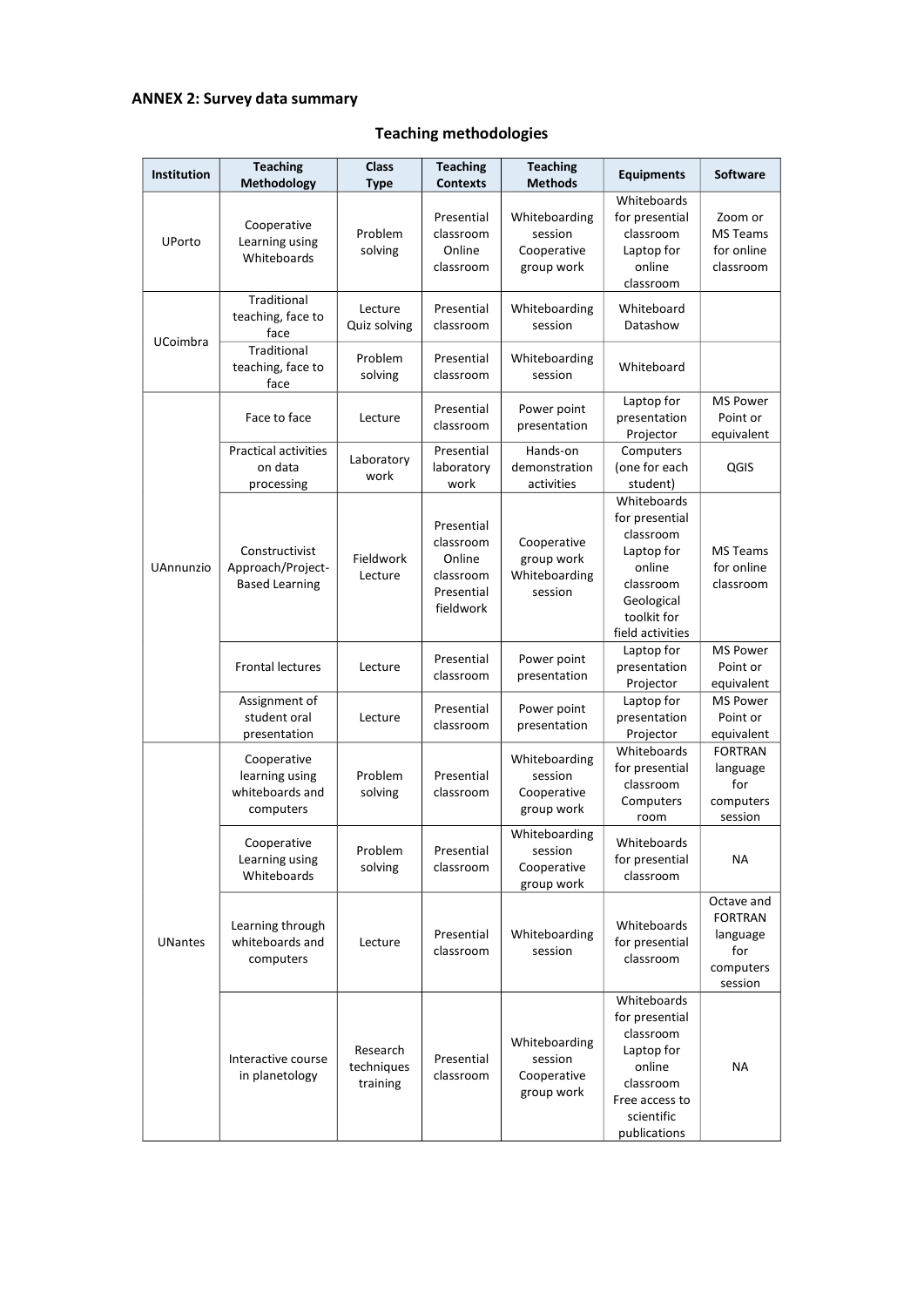## ANNEX 2: Survey data summary

### Teaching methodologies

| Institution | Teaching Methodology | Class Type | Teaching Contexts | Teaching Methods | Equipments | Software |
|---|---|---|---|---|---|---|
| UPorto | Cooperative Learning using Whiteboards | Problem solving | Presential classroom Online classroom | Whiteboarding session Cooperative group work | Whiteboards for presential classroom Laptop for online classroom | Zoom or MS Teams for online classroom |
| UCoimbra | Traditional teaching, face to face | Lecture Quiz solving | Presential classroom | Whiteboarding session | Whiteboard Datashow | |
| | Traditional teaching, face to face | Problem solving | Presential classroom | Whiteboarding session | Whiteboard | |
| UAnnunzio | Face to face | Lecture | Presential classroom | Power point presentation | Laptop for presentation Projector | MS Power Point or equivalent |
| | Practical activities on data processing | Laboratory work | Presential laboratory work | Hands-on demonstration activities | Computers (one for each student) | QGIS |
| | Constructivist Approach/Project-Based Learning | Fieldwork Lecture | Presential classroom Online classroom Presential fieldwork | Cooperative group work Whiteboarding session | Whiteboards for presential classroom Laptop for online classroom Geological toolkit for field activities | MS Teams for online classroom |
| | Frontal lectures | Lecture | Presential classroom | Power point presentation | Laptop for presentation Projector | MS Power Point or equivalent |
| | Assignment of student oral presentation | Lecture | Presential classroom | Power point presentation | Laptop for presentation Projector | MS Power Point or equivalent |
| UNantes | Cooperative learning using whiteboards and computers | Problem solving | Presential classroom | Whiteboarding session Cooperative group work | Whiteboards for presential classroom Computers room | FORTRAN language for computers session |
| | Cooperative Learning using Whiteboards | Problem solving | Presential classroom | Whiteboarding session Cooperative group work | Whiteboards for presential classroom | NA |
| | Learning through whiteboards and computers | Lecture | Presential classroom | Whiteboarding session | Whiteboards for presential classroom | Octave and FORTRAN language for computers session |
| | Interactive course in planetology | Research techniques training | Presential classroom | Whiteboarding session Cooperative group work | Whiteboards for presential classroom Laptop for online classroom Free access to scientific publications | NA |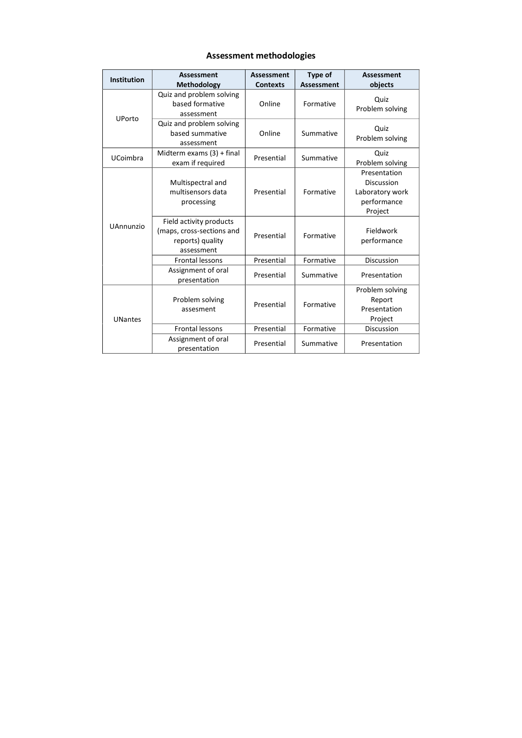## Assessment methodologies

| Institution | Assessment Methodology | Assessment Contexts | Type of Assessment | Assessment objects |
|---|---|---|---|---|
| UPorto | Quiz and problem solving based formative assessment | Online | Formative | Quiz<br>Problem solving |
| | Quiz and problem solving based summative assessment | Online | Summative | Quiz<br>Problem solving |
| UCoimbra | Midterm exams (3) + final exam if required | Presential | Summative | Quiz<br>Problem solving |
| UAnnunzio | Multispectral and multisensors data processing | Presential | Formative | Presentation<br>Discussion<br>Laboratory work performance<br>Project |
| | Field activity products (maps, cross-sections and reports) quality assessment | Presential | Formative | Fieldwork performance |
| | Frontal lessons | Presential | Formative | Discussion |
| | Assignment of oral presentation | Presential | Summative | Presentation |
| UNantes | Problem solving assesment | Presential | Formative | Problem solving<br>Report<br>Presentation<br>Project |
| | Frontal lessons | Presential | Formative | Discussion |
| | Assignment of oral presentation | Presential | Summative | Presentation |